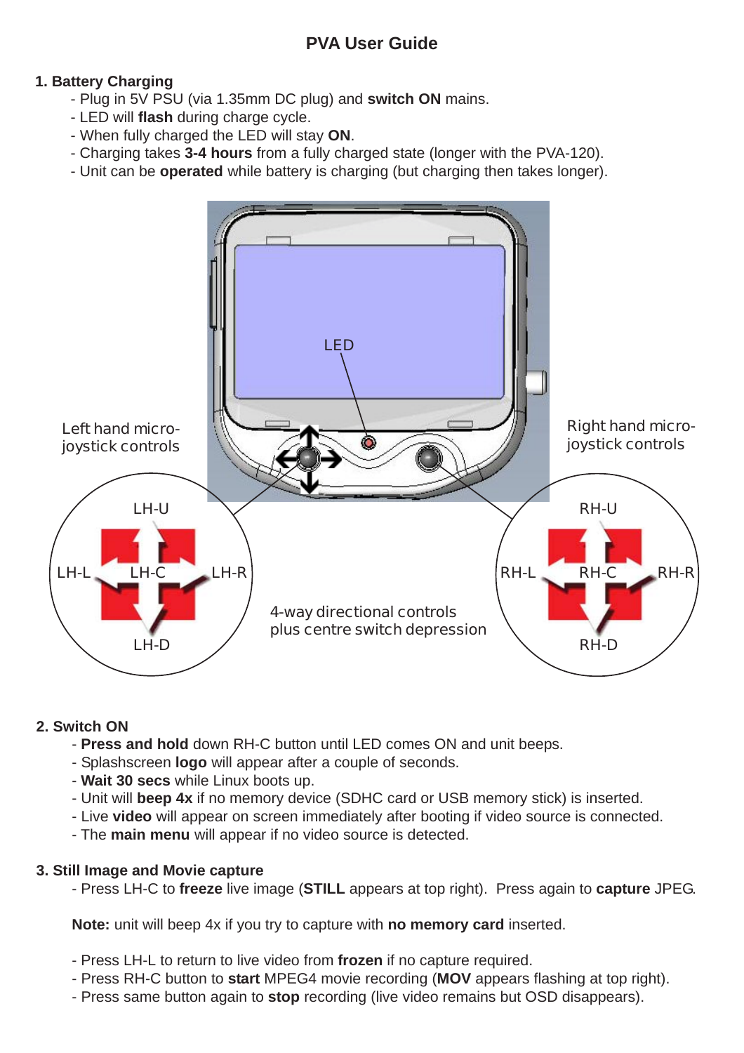# PVA User Guide

## 1. Battery Charging

- Plug in 5V PSU (via 1.35mm DC plug) and **switch ON** mains.
- LED will **flash** during charge cycle.
- When fully charged the LED will stay **ON**.
- Charging takes **3-4 hours** from a fully charged state (longer with the PVA-120).
- Unit can be **operated** while battery is charging (but charging then takes longer).

LED

Left hand micro-joystick controls

Right hand micro-joystick controls

LH-U, LH-L, LH-C, LH-R, LH-D

RH-U, RH-L, RH-C, RH-R, RH-D

4-way directional controls plus centre switch depression

## 2. Switch ON

- **Press and hold** down RH-C button until LED comes ON and unit beeps.
- Splashscreen **logo** will appear after a couple of seconds.
- **Wait 30 secs** while Linux boots up.
- Unit will **beep 4x** if no memory device (SDHC card or USB memory stick) is inserted.
- Live **video** will appear on screen immediately after booting if video source is connected.
- The **main menu** will appear if no video source is detected.

## 3. Still Image and Movie capture

- Press LH-C to **freeze** live image (**STILL** appears at top right). Press again to **capture** JPEG.

**Note:** unit will beep 4x if you try to capture with **no memory card** inserted.

- Press LH-L to return to live video from **frozen** if no capture required.
- Press RH-C button to **start** MPEG4 movie recording (**MOV** appears flashing at top right).
- Press same button again to **stop** recording (live video remains but OSD disappears).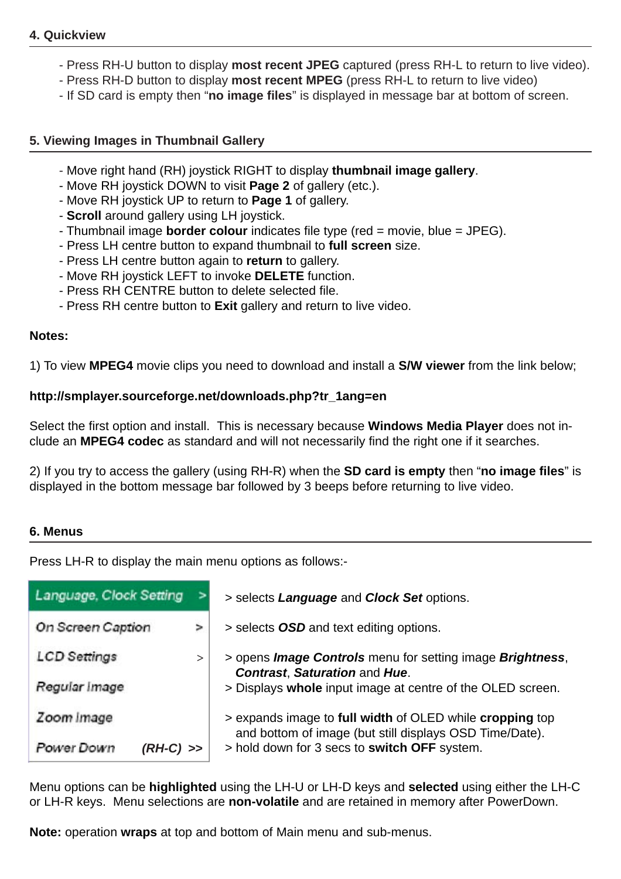## 4. Quickview

- Press RH-U button to display **most recent JPEG** captured (press RH-L to return to live video).
- Press RH-D button to display **most recent MPEG** (press RH-L to return to live video)
- If SD card is empty then "**no image files**" is displayed in message bar at bottom of screen.

## 5. Viewing Images in Thumbnail Gallery

- Move right hand (RH) joystick RIGHT to display **thumbnail image gallery**.
- Move RH joystick DOWN to visit **Page 2** of gallery (etc.).
- Move RH joystick UP to return to **Page 1** of gallery.
- **Scroll** around gallery using LH joystick.
- Thumbnail image **border colour** indicates file type (red = movie, blue = JPEG).
- Press LH centre button to expand thumbnail to **full screen** size.
- Press LH centre button again to **return** to gallery.
- Move RH joystick LEFT to invoke **DELETE** function.
- Press RH CENTRE button to delete selected file.
- Press RH centre button to **Exit** gallery and return to live video.

**Notes:**

1) To view **MPEG4** movie clips you need to download and install a **S/W viewer** from the link below;

**http://smplayer.sourceforge.net/downloads.php?tr_1ang=en**

Select the first option and install. This is necessary because **Windows Media Player** does not include an **MPEG4 codec** as standard and will not necessarily find the right one if it searches.

2) If you try to access the gallery (using RH-R) when the **SD card is empty** then "**no image files**" is displayed in the bottom message bar followed by 3 beeps before returning to live video.

## 6. Menus

Press LH-R to display the main menu options as follows:-

| Menu | Description |
|---|---|
| Language, Clock Setting > | > selects ***Language*** and ***Clock Set*** options. |
| On Screen Caption > | > selects ***OSD*** and text editing options. |
| LCD Settings > | > opens ***Image Controls*** menu for setting image ***Brightness***, ***Contrast***, ***Saturation*** and ***Hue***. |
| Regular Image | > Displays **whole** input image at centre of the OLED screen. |
| Zoom Image | > expands image to **full width** of OLED while **cropping** top and bottom of image (but still displays OSD Time/Date). |
| Power Down (RH-C) >> | > hold down for 3 secs to **switch OFF** system. |

Menu options can be **highlighted** using the LH-U or LH-D keys and **selected** using either the LH-C or LH-R keys. Menu selections are **non-volatile** and are retained in memory after PowerDown.

**Note:** operation **wraps** at top and bottom of Main menu and sub-menus.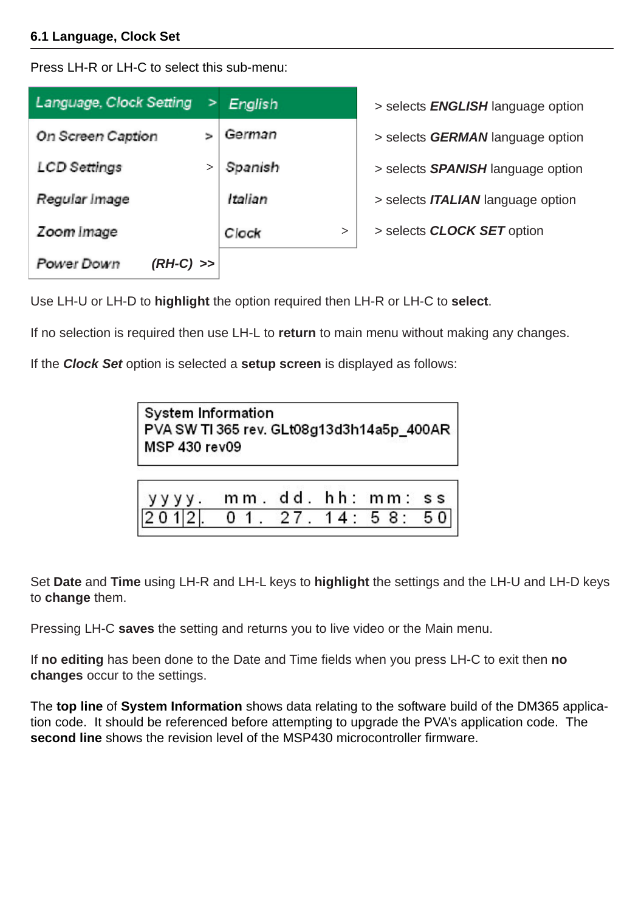### 6.1 Language, Clock Set

Press LH-R or LH-C to select this sub-menu:

| Main menu | | Sub-menu | | |
|---|---|---|---|---|
| Language, Clock Setting | > | English | | > selects ***ENGLISH*** language option |
| On Screen Caption | > | German | | > selects ***GERMAN*** language option |
| LCD Settings | > | Spanish | | > selects ***SPANISH*** language option |
| Regular Image | | Italian | | > selects ***ITALIAN*** language option |
| Zoom Image | | Clock | > | > selects ***CLOCK SET*** option |
| Power Down | (RH-C) >> | | | |

Use LH-U or LH-D to **highlight** the option required then LH-R or LH-C to **select**.

If no selection is required then use LH-L to **return** to main menu without making any changes.

If the ***Clock Set*** option is selected a **setup screen** is displayed as follows:

```
System Information
PVA SW TI 365 rev. GLt08g13d3h14a5p_400AR
MSP 430 rev09
```

```
yyyy.  mm.  dd.  hh:  mm:  ss
2012.  01.  27.  14:  58:  50
```

Set **Date** and **Time** using LH-R and LH-L keys to **highlight** the settings and the LH-U and LH-D keys to **change** them.

Pressing LH-C **saves** the setting and returns you to live video or the Main menu.

If **no editing** has been done to the Date and Time fields when you press LH-C to exit then **no changes** occur to the settings.

The **top line** of **System Information** shows data relating to the software build of the DM365 application code. It should be referenced before attempting to upgrade the PVA's application code. The **second line** shows the revision level of the MSP430 microcontroller firmware.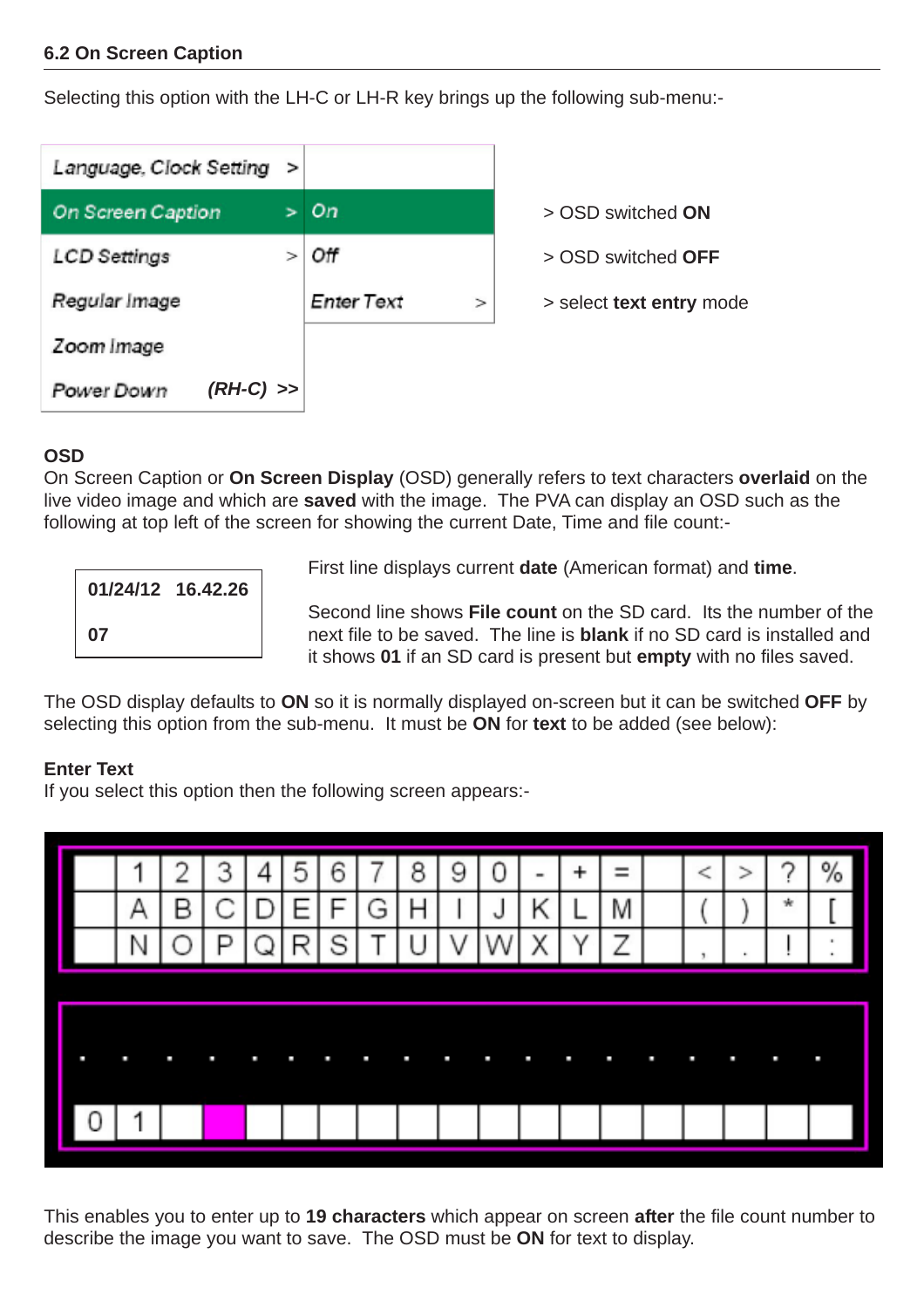## 6.2 On Screen Caption

Selecting this option with the LH-C or LH-R key brings up the following sub-menu:-

| | | |
|---|---|---|
| Language, Clock Setting > | | |
| On Screen Caption > | On | > OSD switched **ON** |
| LCD Settings > | Off | > OSD switched **OFF** |
| Regular Image | Enter Text > | > select **text entry** mode |
| Zoom Image | | |
| Power Down (RH-C) >> | | |

### OSD

On Screen Caption or **On Screen Display** (OSD) generally refers to text characters **overlaid** on the live video image and which are **saved** with the image. The PVA can display an OSD such as the following at top left of the screen for showing the current Date, Time and file count:-

**01/24/12 16.42.26**

**07**

First line displays current **date** (American format) and **time**.

Second line shows **File count** on the SD card. Its the number of the next file to be saved. The line is **blank** if no SD card is installed and it shows **01** if an SD card is present but **empty** with no files saved.

The OSD display defaults to **ON** so it is normally displayed on-screen but it can be switched **OFF** by selecting this option from the sub-menu. It must be **ON** for **text** to be added (see below):

### Enter Text

If you select this option then the following screen appears:-

| | | | | | | | | | | | | | | | | | |
|---|---|---|---|---|---|---|---|---|---|---|---|---|---|---|---|---|---|
| | 1 | 2 | 3 | 4 | 5 | 6 | 7 | 8 | 9 | 0 | - | + | = | | < | > | ? | % |
| | A | B | C | D | E | F | G | H | I | J | K | L | M | | ( | ) | * | [ |
| | N | O | P | Q | R | S | T | U | V | W | X | Y | Z | | , | . | ! | : |

| | | | | | | | | | | | | | | | | | | | |
|---|---|---|---|---|---|---|---|---|---|---|---|---|---|---|---|---|---|---|---|
| 0 | 1 | | | | | | | | | | | | | | | | | | |

This enables you to enter up to **19 characters** which appear on screen **after** the file count number to describe the image you want to save. The OSD must be **ON** for text to display.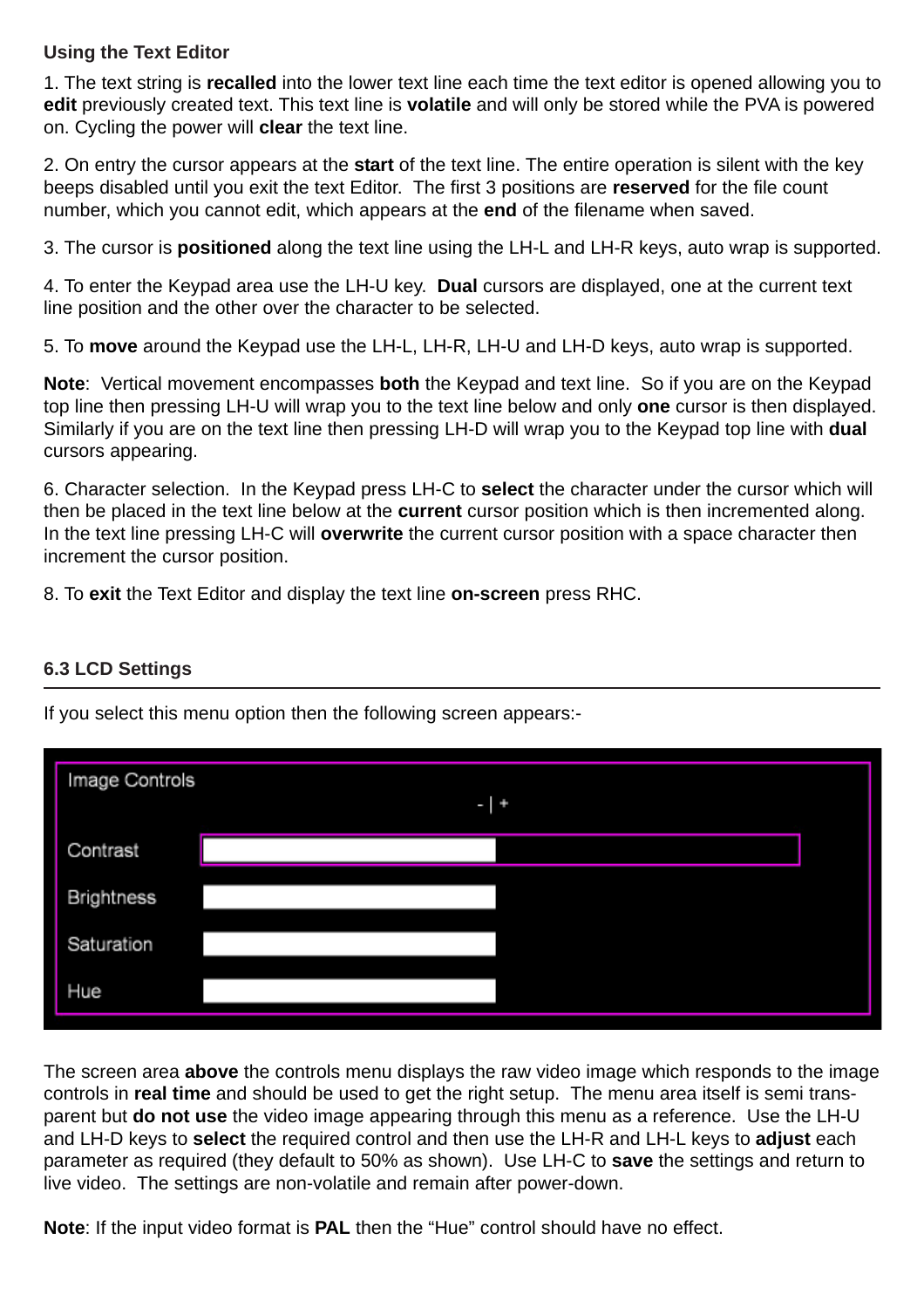**Using the Text Editor**

1. The text string is **recalled** into the lower text line each time the text editor is opened allowing you to **edit** previously created text. This text line is **volatile** and will only be stored while the PVA is powered on. Cycling the power will **clear** the text line.

2. On entry the cursor appears at the **start** of the text line. The entire operation is silent with the key beeps disabled until you exit the text Editor. The first 3 positions are **reserved** for the file count number, which you cannot edit, which appears at the **end** of the filename when saved.

3. The cursor is **positioned** along the text line using the LH-L and LH-R keys, auto wrap is supported.

4. To enter the Keypad area use the LH-U key. **Dual** cursors are displayed, one at the current text line position and the other over the character to be selected.

5. To **move** around the Keypad use the LH-L, LH-R, LH-U and LH-D keys, auto wrap is supported.

**Note**: Vertical movement encompasses **both** the Keypad and text line. So if you are on the Keypad top line then pressing LH-U will wrap you to the text line below and only **one** cursor is then displayed. Similarly if you are on the text line then pressing LH-D will wrap you to the Keypad top line with **dual** cursors appearing.

6. Character selection. In the Keypad press LH-C to **select** the character under the cursor which will then be placed in the text line below at the **current** cursor position which is then incremented along. In the text line pressing LH-C will **overwrite** the current cursor position with a space character then increment the cursor position.

8. To **exit** the Text Editor and display the text line **on-screen** press RHC.

### 6.3 LCD Settings

If you select this menu option then the following screen appears:-

Image Controls

- | +

Contrast

Brightness

Saturation

Hue

The screen area **above** the controls menu displays the raw video image which responds to the image controls in **real time** and should be used to get the right setup. The menu area itself is semi trans-parent but **do not use** the video image appearing through this menu as a reference. Use the LH-U and LH-D keys to **select** the required control and then use the LH-R and LH-L keys to **adjust** each parameter as required (they default to 50% as shown). Use LH-C to **save** the settings and return to live video. The settings are non-volatile and remain after power-down.

**Note**: If the input video format is **PAL** then the "Hue" control should have no effect.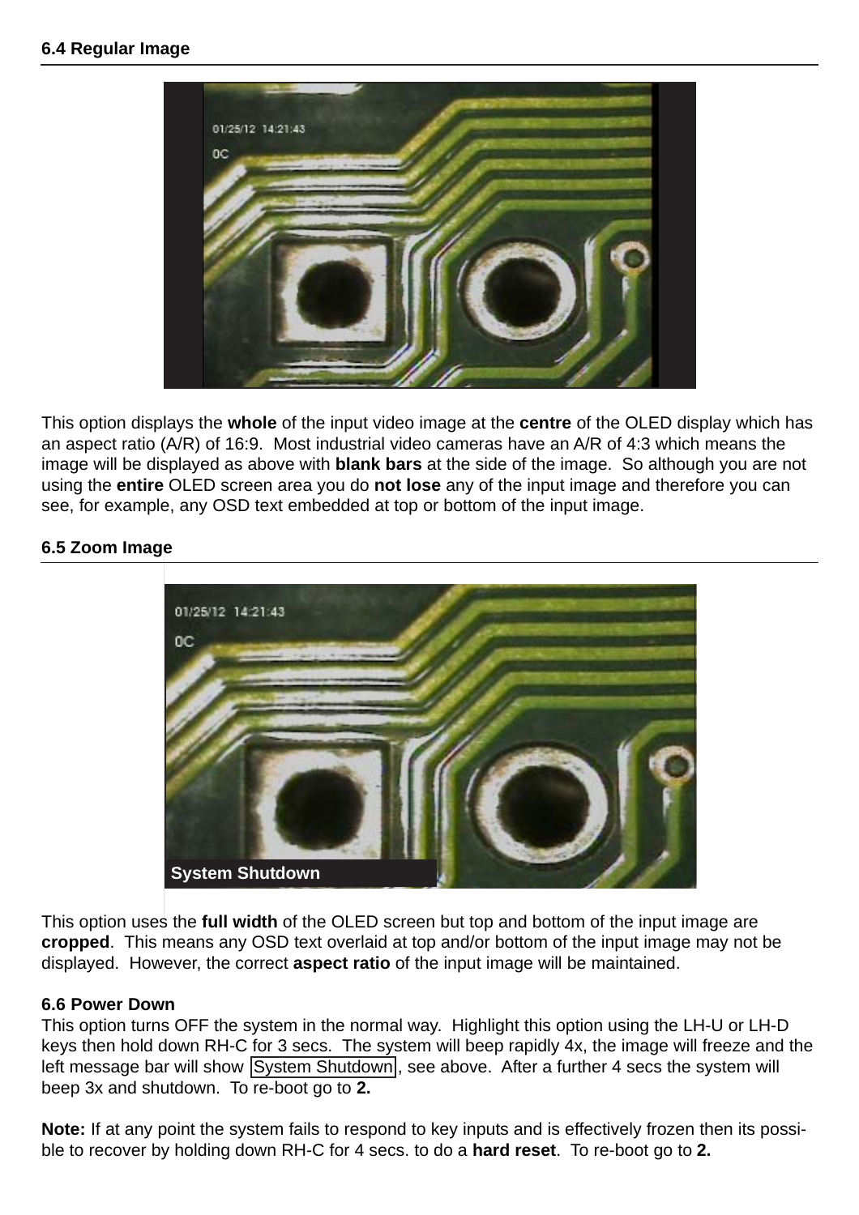## 6.4 Regular Image

This option displays the **whole** of the input video image at the **centre** of the OLED display which has an aspect ratio (A/R) of 16:9. Most industrial video cameras have an A/R of 4:3 which means the image will be displayed as above with **blank bars** at the side of the image. So although you are not using the **entire** OLED screen area you do **not lose** any of the input image and therefore you can see, for example, any OSD text embedded at top or bottom of the input image.

## 6.5 Zoom Image

This option uses the **full width** of the OLED screen but top and bottom of the input image are **cropped**. This means any OSD text overlaid at top and/or bottom of the input image may not be displayed. However, the correct **aspect ratio** of the input image will be maintained.

## 6.6 Power Down

This option turns OFF the system in the normal way. Highlight this option using the LH-U or LH-D keys then hold down RH-C for 3 secs. The system will beep rapidly 4x, the image will freeze and the left message bar will show System Shutdown, see above. After a further 4 secs the system will beep 3x and shutdown. To re-boot go to **2.**

**Note:** If at any point the system fails to respond to key inputs and is effectively frozen then its possible to recover by holding down RH-C for 4 secs. to do a **hard reset**. To re-boot go to **2.**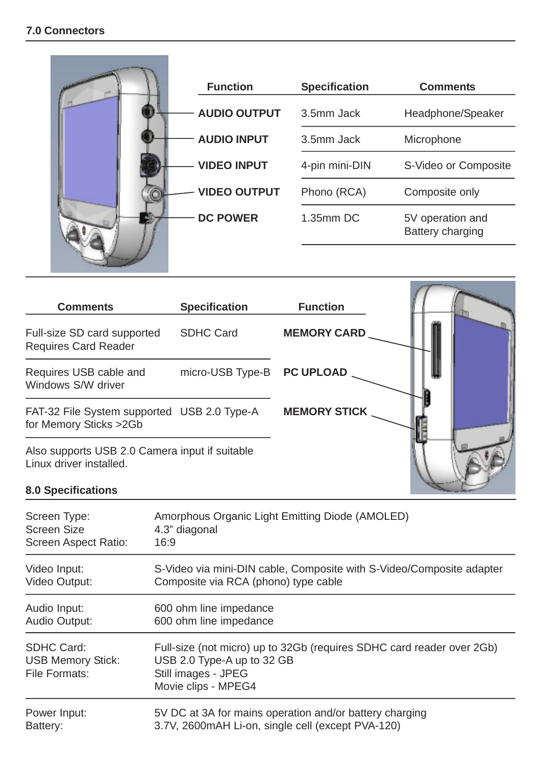## 7.0 Connectors

| Function | Specification | Comments |
|---|---|---|
| **AUDIO OUTPUT** | 3.5mm Jack | Headphone/Speaker |
| **AUDIO INPUT** | 3.5mm Jack | Microphone |
| **VIDEO INPUT** | 4-pin mini-DIN | S-Video or Composite |
| **VIDEO OUTPUT** | Phono (RCA) | Composite only |
| **DC POWER** | 1.35mm DC | 5V operation and Battery charging |

| Comments | Specification | Function |
|---|---|---|
| Full-size SD card supported Requires Card Reader | SDHC Card | **MEMORY CARD** |
| Requires USB cable and Windows S/W driver | micro-USB Type-B | **PC UPLOAD** |
| FAT-32 File System supported for Memory Sticks >2Gb | USB 2.0 Type-A | **MEMORY STICK** |

Also supports USB 2.0 Camera input if suitable Linux driver installed.

## 8.0 Specifications

| | |
|---|---|
| Screen Type:<br>Screen Size<br>Screen Aspect Ratio: | Amorphous Organic Light Emitting Diode (AMOLED)<br>4.3" diagonal<br>16:9 |
| Video Input:<br>Video Output: | S-Video via mini-DIN cable, Composite with S-Video/Composite adapter<br>Composite via RCA (phono) type cable |
| Audio Input:<br>Audio Output: | 600 ohm line impedance<br>600 ohm line impedance |
| SDHC Card:<br>USB Memory Stick:<br>File Formats: | Full-size (not micro) up to 32Gb (requires SDHC card reader over 2Gb)<br>USB 2.0 Type-A up to 32 GB<br>Still images - JPEG<br>Movie clips - MPEG4 |
| Power Input:<br>Battery: | 5V DC at 3A for mains operation and/or battery charging<br>3.7V, 2600mAH Li-on, single cell (except PVA-120) |